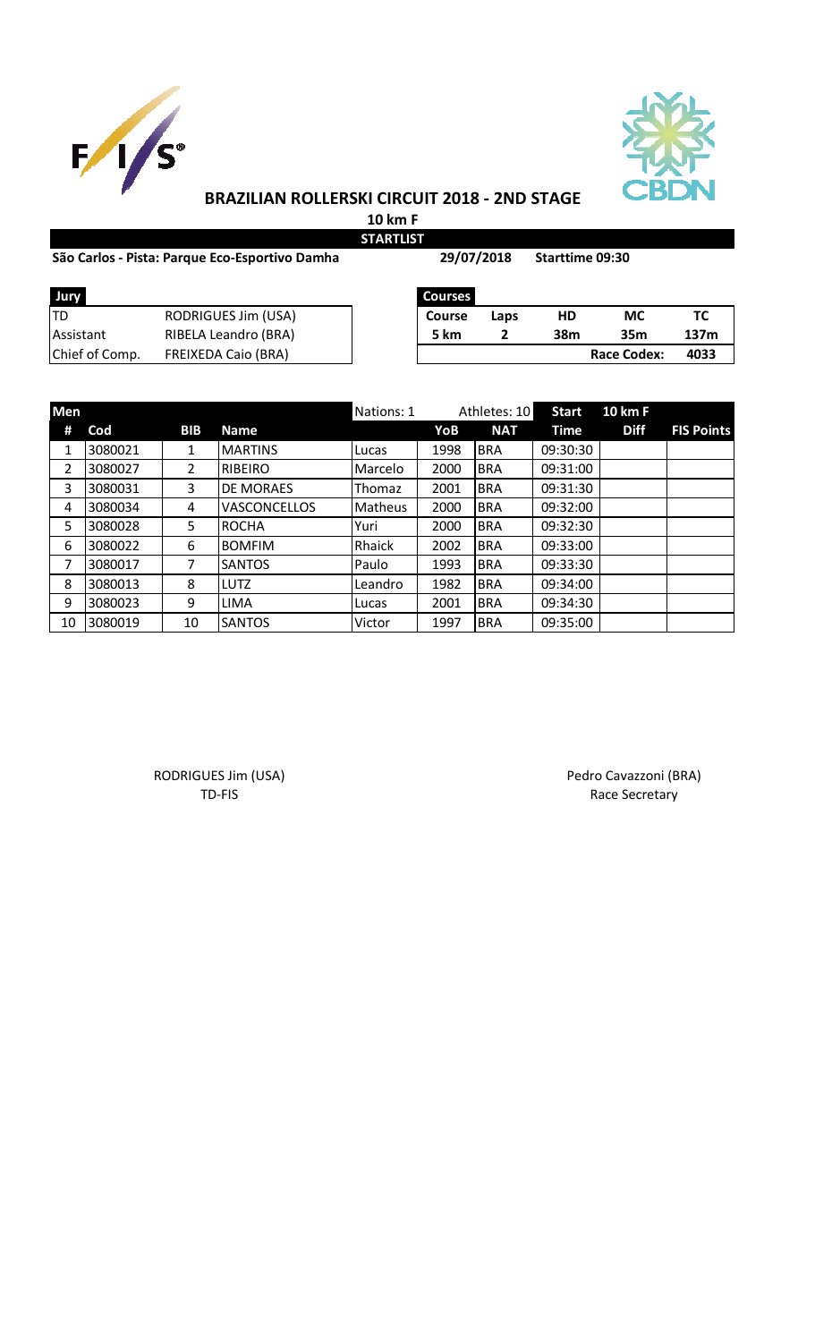# BRAZILIAN ROLLERSKI CIRCUIT 2018 - 2ND STAGE

**10 km F**

**STARTLIST**

**São Carlos - Pista: Parque Eco-Esportivo Damha** **29/07/2018** **Starttime 09:30**

| Jury | |
|---|---|
| TD | RODRIGUES Jim (USA) |
| Assistant | RIBELA Leandro (BRA) |
| Chief of Comp. | FREIXEDA Caio (BRA) |

| Courses | | | | |
|---|---|---|---|---|
| Course | Laps | HD | MC | TC |
| 5 km | 2 | 38m | 35m | 137m |
| | | | Race Codex: | 4033 |

| Men | | | | Nations: 1 | | Athletes: 10 | Start | 10 km F | |
|---|---|---|---|---|---|---|---|---|---|
| # | Cod | BIB | Name | | YoB | NAT | Time | Diff | FIS Points |
| 1 | 3080021 | 1 | MARTINS | Lucas | 1998 | BRA | 09:30:30 | | |
| 2 | 3080027 | 2 | RIBEIRO | Marcelo | 2000 | BRA | 09:31:00 | | |
| 3 | 3080031 | 3 | DE MORAES | Thomaz | 2001 | BRA | 09:31:30 | | |
| 4 | 3080034 | 4 | VASCONCELLOS | Matheus | 2000 | BRA | 09:32:00 | | |
| 5 | 3080028 | 5 | ROCHA | Yuri | 2000 | BRA | 09:32:30 | | |
| 6 | 3080022 | 6 | BOMFIM | Rhaick | 2002 | BRA | 09:33:00 | | |
| 7 | 3080017 | 7 | SANTOS | Paulo | 1993 | BRA | 09:33:30 | | |
| 8 | 3080013 | 8 | LUTZ | Leandro | 1982 | BRA | 09:34:00 | | |
| 9 | 3080023 | 9 | LIMA | Lucas | 2001 | BRA | 09:34:30 | | |
| 10 | 3080019 | 10 | SANTOS | Victor | 1997 | BRA | 09:35:00 | | |

RODRIGUES Jim (USA)
TD-FIS

Pedro Cavazzoni (BRA)
Race Secretary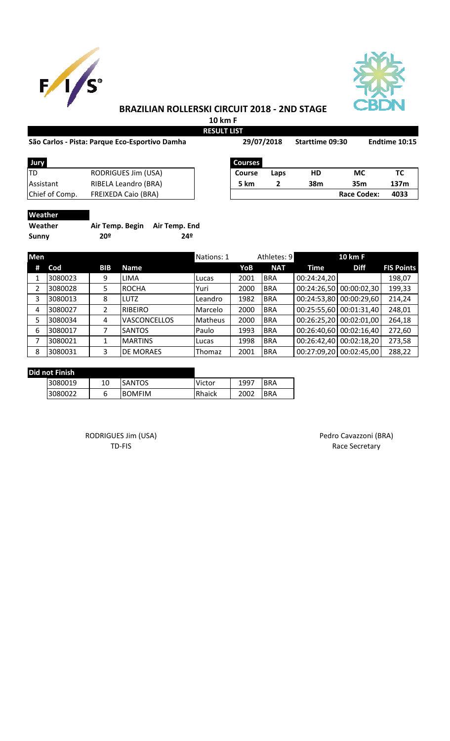# BRAZILIAN ROLLERSKI CIRCUIT 2018 - 2ND STAGE

**10 km F**

**RESULT LIST**

**São Carlos - Pista: Parque Eco-Esportivo Damha** | **29/07/2018** | **Starttime 09:30** | **Endtime 10:15**

| Jury | |
|---|---|
| TD | RODRIGUES Jim (USA) |
| Assistant | RIBELA Leandro (BRA) |
| Chief of Comp. | FREIXEDA Caio (BRA) |

| Courses | | | | |
|---|---|---|---|---|
| **Course** | **Laps** | **HD** | **MC** | **TC** |
| **5 km** | **2** | **38m** | **35m** | **137m** |
| | | | **Race Codex:** | **4033** |

**Weather**

| Weather | Air Temp. Begin | Air Temp. End |
|---|---|---|
| **Sunny** | **20º** | **24º** |

**Men** — Nations: 1 — Athletes: 9 — **10 km F**

| # | Cod | BIB | Name | | YoB | NAT | Time | Diff | FIS Points |
|---|---|---|---|---|---|---|---|---|---|
| 1 | 3080023 | 9 | LIMA | Lucas | 2001 | BRA | 00:24:24,20 | | 198,07 |
| 2 | 3080028 | 5 | ROCHA | Yuri | 2000 | BRA | 00:24:26,50 | 00:00:02,30 | 199,33 |
| 3 | 3080013 | 8 | LUTZ | Leandro | 1982 | BRA | 00:24:53,80 | 00:00:29,60 | 214,24 |
| 4 | 3080027 | 2 | RIBEIRO | Marcelo | 2000 | BRA | 00:25:55,60 | 00:01:31,40 | 248,01 |
| 5 | 3080034 | 4 | VASCONCELLOS | Matheus | 2000 | BRA | 00:26:25,20 | 00:02:01,00 | 264,18 |
| 6 | 3080017 | 7 | SANTOS | Paulo | 1993 | BRA | 00:26:40,60 | 00:02:16,40 | 272,60 |
| 7 | 3080021 | 1 | MARTINS | Lucas | 1998 | BRA | 00:26:42,40 | 00:02:18,20 | 273,58 |
| 8 | 3080031 | 3 | DE MORAES | Thomaz | 2001 | BRA | 00:27:09,20 | 00:02:45,00 | 288,22 |

**Did not Finish**

| Cod | BIB | Name | | YoB | NAT |
|---|---|---|---|---|---|
| 3080019 | 10 | SANTOS | Victor | 1997 | BRA |
| 3080022 | 6 | BOMFIM | Rhaick | 2002 | BRA |

RODRIGUES Jim (USA)
TD-FIS

Pedro Cavazzoni (BRA)
Race Secretary